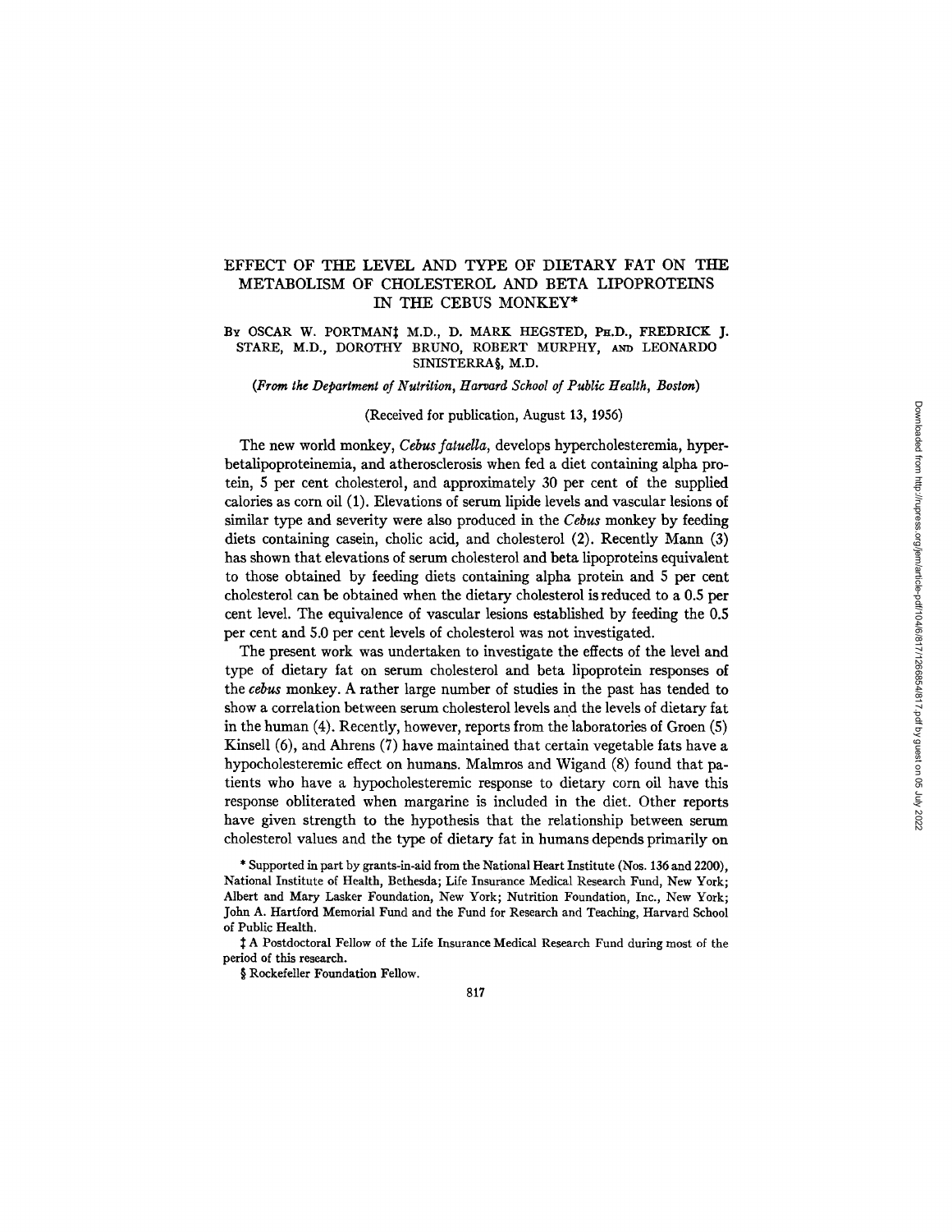# EFFECT OF THE LEVEL AND TYPE OF DIETARY FAT ON THE METABOLISM OF CHOLESTEROL AND BETA LIPOPROTEINS IN THE CEBUS MONKEY*

By OSCAR W. PORTMAN‡ M.D., D. MARK HEGSTED, Ph.D., FREDRICK J. STARE, M.D., DOROTHY BRUNO, ROBERT MURPHY, and LEONARDO SINISTERRA§, M.D.

*(From the Department of Nutrition, Harvard School of Public Health, Boston)*

(Received for publication, August 13, 1956)

The new world monkey, *Cebus fatuella*, develops hypercholesteremia, hyperbetalipoproteinemia, and atherosclerosis when fed a diet containing alpha protein, 5 per cent cholesterol, and approximately 30 per cent of the supplied calories as corn oil (1). Elevations of serum lipide levels and vascular lesions of similar type and severity were also produced in the *Cebus* monkey by feeding diets containing casein, cholic acid, and cholesterol (2). Recently Mann (3) has shown that elevations of serum cholesterol and beta lipoproteins equivalent to those obtained by feeding diets containing alpha protein and 5 per cent cholesterol can be obtained when the dietary cholesterol is reduced to a 0.5 per cent level. The equivalence of vascular lesions established by feeding the 0.5 per cent and 5.0 per cent levels of cholesterol was not investigated.

The present work was undertaken to investigate the effects of the level and type of dietary fat on serum cholesterol and beta lipoprotein responses of the *cebus* monkey. A rather large number of studies in the past has tended to show a correlation between serum cholesterol levels and the levels of dietary fat in the human (4). Recently, however, reports from the laboratories of Groen (5) Kinsell (6), and Ahrens (7) have maintained that certain vegetable fats have a hypocholesteremic effect on humans. Malmros and Wigand (8) found that patients who have a hypocholesteremic response to dietary corn oil have this response obliterated when margarine is included in the diet. Other reports have given strength to the hypothesis that the relationship between serum cholesterol values and the type of dietary fat in humans depends primarily on

\* Supported in part by grants-in-aid from the National Heart Institute (Nos. 136 and 2200), National Institute of Health, Bethesda; Life Insurance Medical Research Fund, New York; Albert and Mary Lasker Foundation, New York; Nutrition Foundation, Inc., New York; John A. Hartford Memorial Fund and the Fund for Research and Teaching, Harvard School of Public Health.

‡ A Postdoctoral Fellow of the Life Insurance Medical Research Fund during most of the period of this research.

§ Rockefeller Foundation Fellow.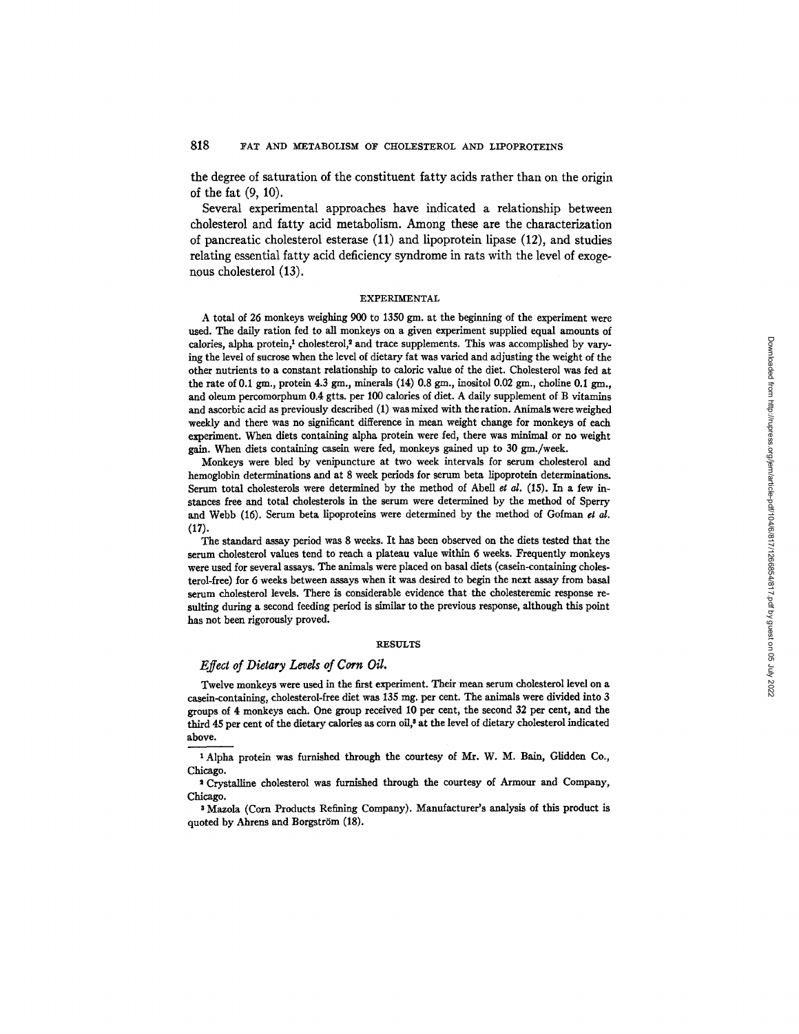the degree of saturation of the constituent fatty acids rather than on the origin of the fat (9, 10).

Several experimental approaches have indicated a relationship between cholesterol and fatty acid metabolism. Among these are the characterization of pancreatic cholesterol esterase (11) and lipoprotein lipase (12), and studies relating essential fatty acid deficiency syndrome in rats with the level of exogenous cholesterol (13).

## EXPERIMENTAL

A total of 26 monkeys weighing 900 to 1350 gm. at the beginning of the experiment were used. The daily ration fed to all monkeys on a given experiment supplied equal amounts of calories, alpha protein,[1] cholesterol,[2] and trace supplements. This was accomplished by varying the level of sucrose when the level of dietary fat was varied and adjusting the weight of the other nutrients to a constant relationship to caloric value of the diet. Cholesterol was fed at the rate of 0.1 gm., protein 4.3 gm., minerals (14) 0.8 gm., inositol 0.02 gm., choline 0.1 gm., and oleum percomorphum 0.4 gtts. per 100 calories of diet. A daily supplement of B vitamins and ascorbic acid as previously described (1) was mixed with the ration. Animals were weighed weekly and there was no significant difference in mean weight change for monkeys of each experiment. When diets containing alpha protein were fed, there was minimal or no weight gain. When diets containing casein were fed, monkeys gained up to 30 gm./week.

Monkeys were bled by venipuncture at two week intervals for serum cholesterol and hemoglobin determinations and at 8 week periods for serum beta lipoprotein determinations. Serum total cholesterols were determined by the method of Abell *et al.* (15). In a few instances free and total cholesterols in the serum were determined by the method of Sperry and Webb (16). Serum beta lipoproteins were determined by the method of Gofman *et al.* (17).

The standard assay period was 8 weeks. It has been observed on the diets tested that the serum cholesterol values tend to reach a plateau value within 6 weeks. Frequently monkeys were used for several assays. The animals were placed on basal diets (casein-containing cholesterol-free) for 6 weeks between assays when it was desired to begin the next assay from basal serum cholesterol levels. There is considerable evidence that the cholesteremic response resulting during a second feeding period is similar to the previous response, although this point has not been rigorously proved.

## RESULTS

### *Effect of Dietary Levels of Corn Oil.*

Twelve monkeys were used in the first experiment. Their mean serum cholesterol level on a casein-containing, cholesterol-free diet was 135 mg. per cent. The animals were divided into 3 groups of 4 monkeys each. One group received 10 per cent, the second 32 per cent, and the third 45 per cent of the dietary calories as corn oil,[3] at the level of dietary cholesterol indicated above.

---

[1] Alpha protein was furnished through the courtesy of Mr. W. M. Bain, Glidden Co., Chicago.

[2] Crystalline cholesterol was furnished through the courtesy of Armour and Company, Chicago.

[3] Mazola (Corn Products Refining Company). Manufacturer's analysis of this product is quoted by Ahrens and Borgström (18).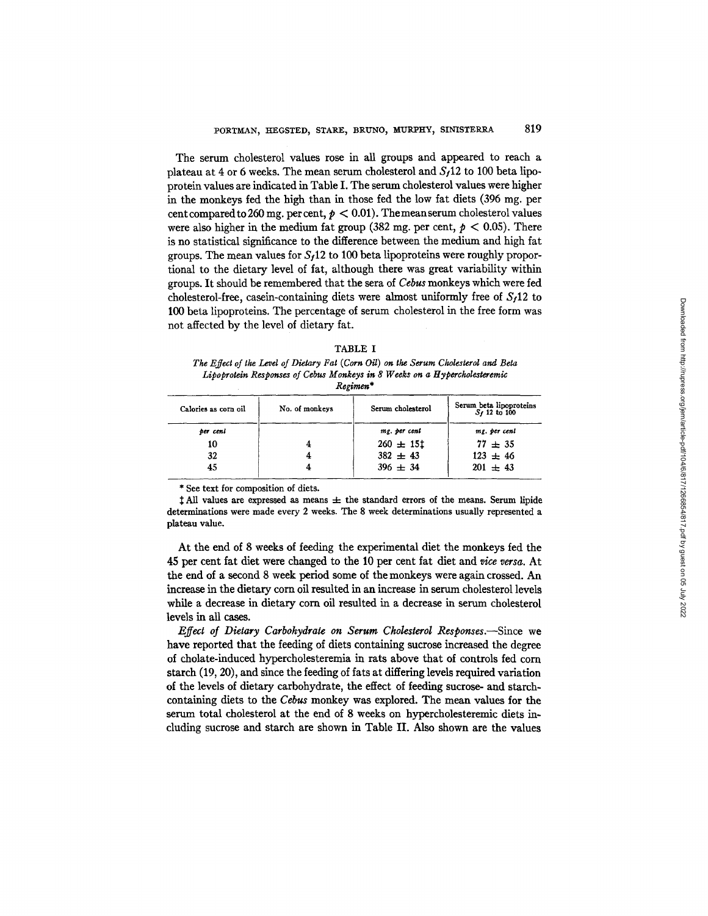The serum cholesterol values rose in all groups and appeared to reach a plateau at 4 or 6 weeks. The mean serum cholesterol and $S_f$12 to 100 beta lipoprotein values are indicated in Table I. The serum cholesterol values were higher in the monkeys fed the high than in those fed the low fat diets (396 mg. per cent compared to 260 mg. per cent, $p < 0.01$). The mean serum cholesterol values were also higher in the medium fat group (382 mg. per cent, $p < 0.05$). There is no statistical significance to the difference between the medium and high fat groups. The mean values for $S_f$12 to 100 beta lipoproteins were roughly proportional to the dietary level of fat, although there was great variability within groups. It should be remembered that the sera of *Cebus* monkeys which were fed cholesterol-free, casein-containing diets were almost uniformly free of $S_f$12 to 100 beta lipoproteins. The percentage of serum cholesterol in the free form was not affected by the level of dietary fat.

TABLE I

*The Effect of the Level of Dietary Fat (Corn Oil) on the Serum Cholesterol and Beta Lipoprotein Responses of Cebus Monkeys in 8 Weeks on a Hypercholesteremic Regimen**

| Calories as corn oil | No. of monkeys | Serum cholesterol | Serum beta lipoproteins $S_f$ 12 to 100 |
|---|---|---|---|
| *per cent* | | *mg. per cent* | *mg. per cent* |
| 10 | 4 | 260 ± 15‡ | 77 ± 35 |
| 32 | 4 | 382 ± 43 | 123 ± 46 |
| 45 | 4 | 396 ± 34 | 201 ± 43 |

\* See text for composition of diets.

‡ All values are expressed as means ± the standard errors of the means. Serum lipide determinations were made every 2 weeks. The 8 week determinations usually represented a plateau value.

At the end of 8 weeks of feeding the experimental diet the monkeys fed the 45 per cent fat diet were changed to the 10 per cent fat diet and *vice versa*. At the end of a second 8 week period some of the monkeys were again crossed. An increase in the dietary corn oil resulted in an increase in serum cholesterol levels while a decrease in dietary corn oil resulted in a decrease in serum cholesterol levels in all cases.

*Effect of Dietary Carbohydrate on Serum Cholesterol Responses.*—Since we have reported that the feeding of diets containing sucrose increased the degree of cholate-induced hypercholesteremia in rats above that of controls fed corn starch (19, 20), and since the feeding of fats at differing levels required variation of the levels of dietary carbohydrate, the effect of feeding sucrose- and starch-containing diets to the *Cebus* monkey was explored. The mean values for the serum total cholesterol at the end of 8 weeks on hypercholesteremic diets including sucrose and starch are shown in Table II. Also shown are the values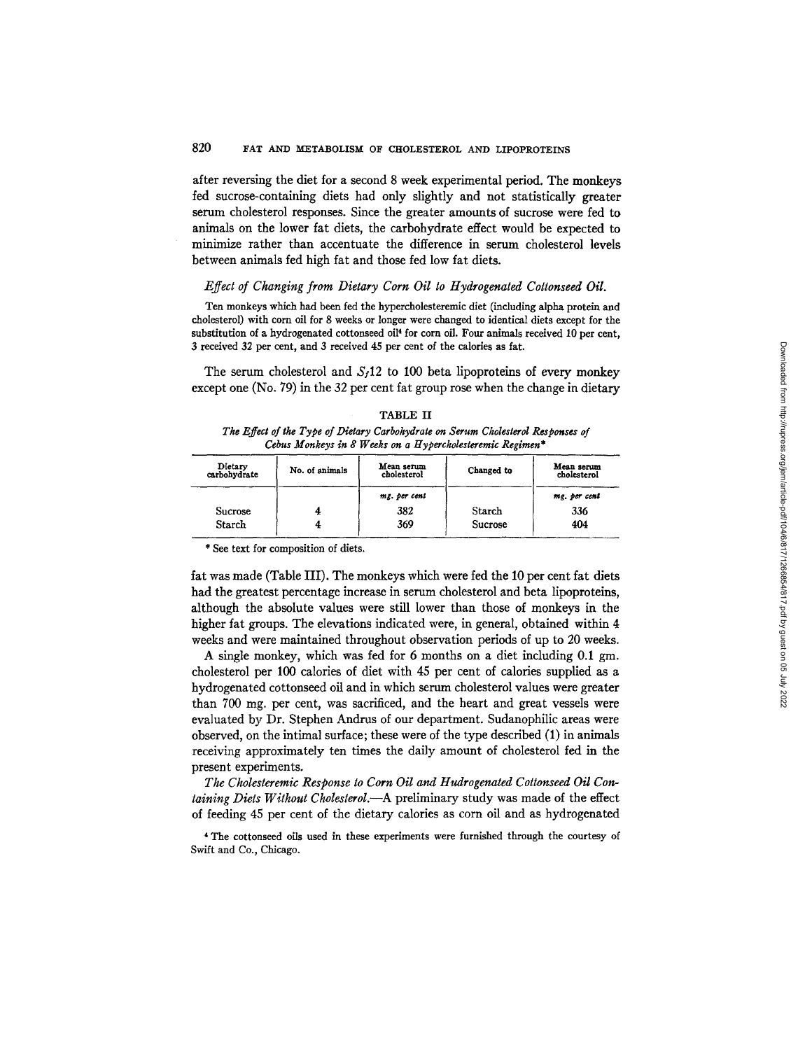after reversing the diet for a second 8 week experimental period. The monkeys fed sucrose-containing diets had only slightly and not statistically greater serum cholesterol responses. Since the greater amounts of sucrose were fed to animals on the lower fat diets, the carbohydrate effect would be expected to minimize rather than accentuate the difference in serum cholesterol levels between animals fed high fat and those fed low fat diets.

*Effect of Changing from Dietary Corn Oil to Hydrogenated Cottonseed Oil.*

Ten monkeys which had been fed the hypercholesteremic diet (including alpha protein and cholesterol) with corn oil for 8 weeks or longer were changed to identical diets except for the substitution of a hydrogenated cottonseed oil[4] for corn oil. Four animals received 10 per cent, 3 received 32 per cent, and 3 received 45 per cent of the calories as fat.

The serum cholesterol and $S_f$12 to 100 beta lipoproteins of every monkey except one (No. 79) in the 32 per cent fat group rose when the change in dietary fat was made (Table III). The monkeys which were fed the 10 per cent fat diets had the greatest percentage increase in serum cholesterol and beta lipoproteins, although the absolute values were still lower than those of monkeys in the higher fat groups. The elevations indicated were, in general, obtained within 4 weeks and were maintained throughout observation periods of up to 20 weeks.

TABLE II

*The Effect of the Type of Dietary Carbohydrate on Serum Cholesterol Responses of Cebus Monkeys in 8 Weeks on a Hypercholesteremic Regimen**

| Dietary carbohydrate | No. of animals | Mean serum cholesterol | Changed to | Mean serum cholesterol |
|---|---|---|---|---|
| | | *mg. per cent* | | *mg. per cent* |
| Sucrose | 4 | 382 | Starch | 336 |
| Starch | 4 | 369 | Sucrose | 404 |

\* See text for composition of diets.

A single monkey, which was fed for 6 months on a diet including 0.1 gm. cholesterol per 100 calories of diet with 45 per cent of calories supplied as a hydrogenated cottonseed oil and in which serum cholesterol values were greater than 700 mg. per cent, was sacrificed, and the heart and great vessels were evaluated by Dr. Stephen Andrus of our department. Sudanophilic areas were observed, on the intimal surface; these were of the type described (1) in animals receiving approximately ten times the daily amount of cholesterol fed in the present experiments.

*The Cholesteremic Response to Corn Oil and Hudrogenated Cottonseed Oil Containing Diets Without Cholesterol.*—A preliminary study was made of the effect of feeding 45 per cent of the dietary calories as corn oil and as hydrogenated

[4] The cottonseed oils used in these experiments were furnished through the courtesy of Swift and Co., Chicago.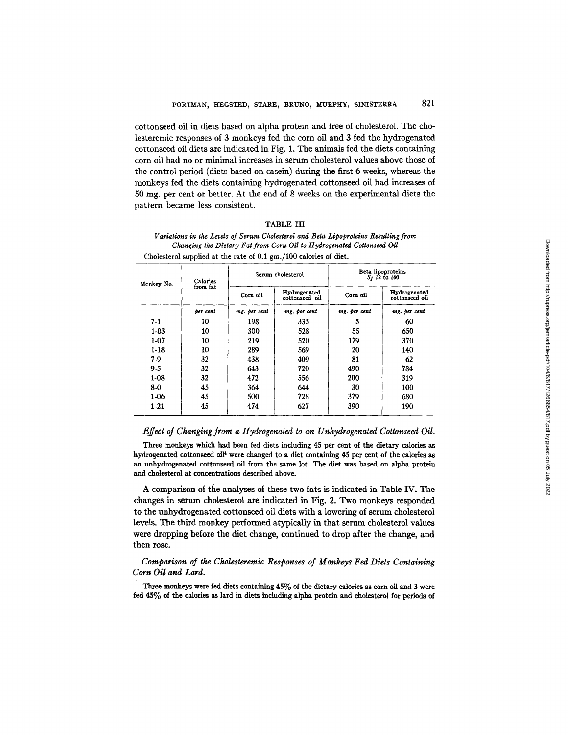cottonseed oil in diets based on alpha protein and free of cholesterol. The cholesteremic responses of 3 monkeys fed the corn oil and 3 fed the hydrogenated cottonseed oil diets are indicated in Fig. 1. The animals fed the diets containing corn oil had no or minimal increases in serum cholesterol values above those of the control period (diets based on casein) during the first 6 weeks, whereas the monkeys fed the diets containing hydrogenated cottonseed oil had increases of 50 mg. per cent or better. At the end of 8 weeks on the experimental diets the pattern became less consistent.

TABLE III

*Variations in the Levels of Serum Cholesterol and Beta Lipoproteins Resulting from Changing the Dietary Fat from Corn Oil to Hydrogenated Cottonseed Oil*

Cholesterol supplied at the rate of 0.1 gm./100 calories of diet.

| Monkey No. | Calories from fat | Serum cholesterol | | Beta lipoproteins $S_f$ 12 to 100 | |
|---|---|---|---|---|---|
| | | Corn oil | Hydrogenated cottonseed oil | Corn oil | Hydrogenated cottonseed oil |
| | *per cent* | *mg. per cent* | *mg. per cent* | *mg. per cent* | *mg. per cent* |
| 7-1 | 10 | 198 | 335 | 5 | 60 |
| 1-03 | 10 | 300 | 528 | 55 | 650 |
| 1-07 | 10 | 219 | 520 | 179 | 370 |
| 1-18 | 10 | 289 | 569 | 20 | 140 |
| 7-9 | 32 | 438 | 409 | 81 | 62 |
| 9-5 | 32 | 643 | 720 | 490 | 784 |
| 1-08 | 32 | 472 | 556 | 200 | 319 |
| 8-0 | 45 | 364 | 644 | 30 | 100 |
| 1-06 | 45 | 500 | 728 | 379 | 680 |
| 1-21 | 45 | 474 | 627 | 390 | 190 |

*Effect of Changing from a Hydrogenated to an Unhydrogenated Cottonseed Oil.*

Three monkeys which had been fed diets including 45 per cent of the dietary calories as hydrogenated cottonseed oil[4] were changed to a diet containing 45 per cent of the calories as an unhydrogenated cottonseed oil from the same lot. The diet was based on alpha protein and cholesterol at concentrations described above.

A comparison of the analyses of these two fats is indicated in Table IV. The changes in serum cholesterol are indicated in Fig. 2. Two monkeys responded to the unhydrogenated cottonseed oil diets with a lowering of serum cholesterol levels. The third monkey performed atypically in that serum cholesterol values were dropping before the diet change, continued to drop after the change, and then rose.

*Comparison of the Cholesteremic Responses of Monkeys Fed Diets Containing Corn Oil and Lard.*

Three monkeys were fed diets containing 45% of the dietary calories as corn oil and 3 were fed 45% of the calories as lard in diets including alpha protein and cholesterol for periods of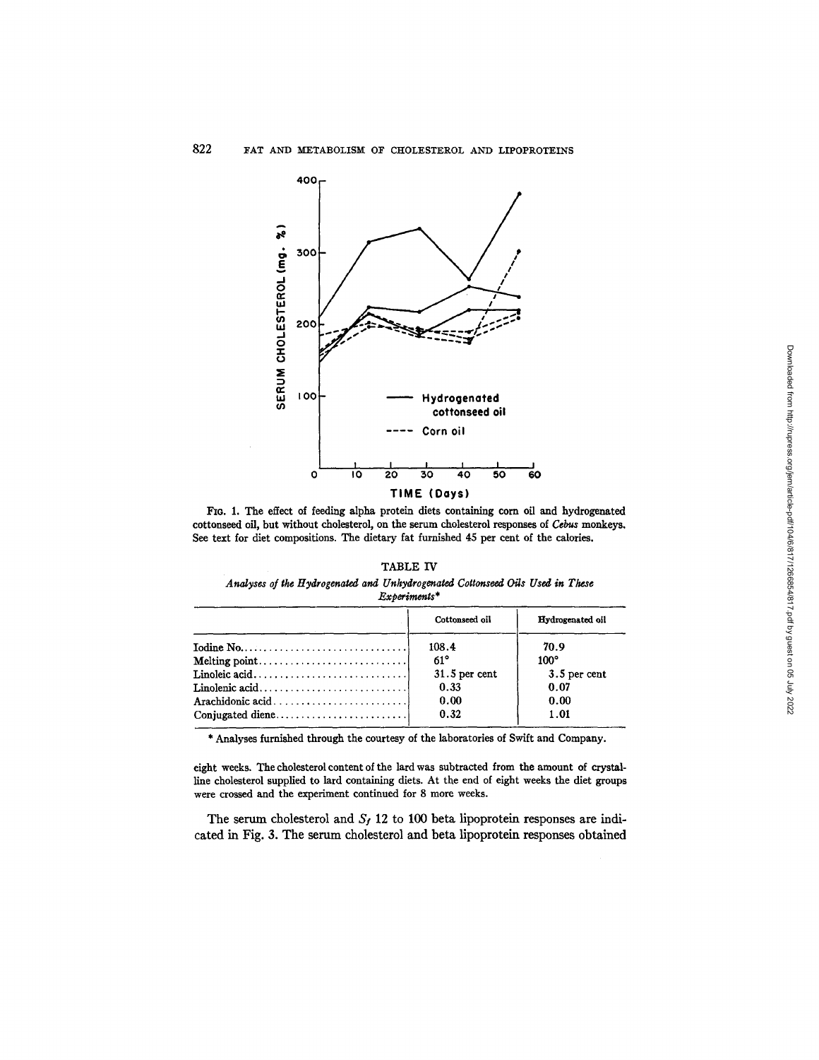FIG. 1. The effect of feeding alpha protein diets containing corn oil and hydrogenated cottonseed oil, but without cholesterol, on the serum cholesterol responses of *Cebus* monkeys. See text for diet compositions. The dietary fat furnished 45 per cent of the calories.

TABLE IV

*Analyses of the Hydrogenated and Unhydrogenated Cottonseed Oils Used in These Experiments**

| | Cottonseed oil | Hydrogenated oil |
|---|---|---|
| Iodine No. | 108.4 | 70.9 |
| Melting point | 61° | 100° |
| Linoleic acid | 31.5 per cent | 3.5 per cent |
| Linolenic acid | 0.33 | 0.07 |
| Arachidonic acid | 0.00 | 0.00 |
| Conjugated diene | 0.32 | 1.01 |

\* Analyses furnished through the courtesy of the laboratories of Swift and Company.

eight weeks. The cholesterol content of the lard was subtracted from the amount of crystalline cholesterol supplied to lard containing diets. At the end of eight weeks the diet groups were crossed and the experiment continued for 8 more weeks.

The serum cholesterol and $S_f$ 12 to 100 beta lipoprotein responses are indicated in Fig. 3. The serum cholesterol and beta lipoprotein responses obtained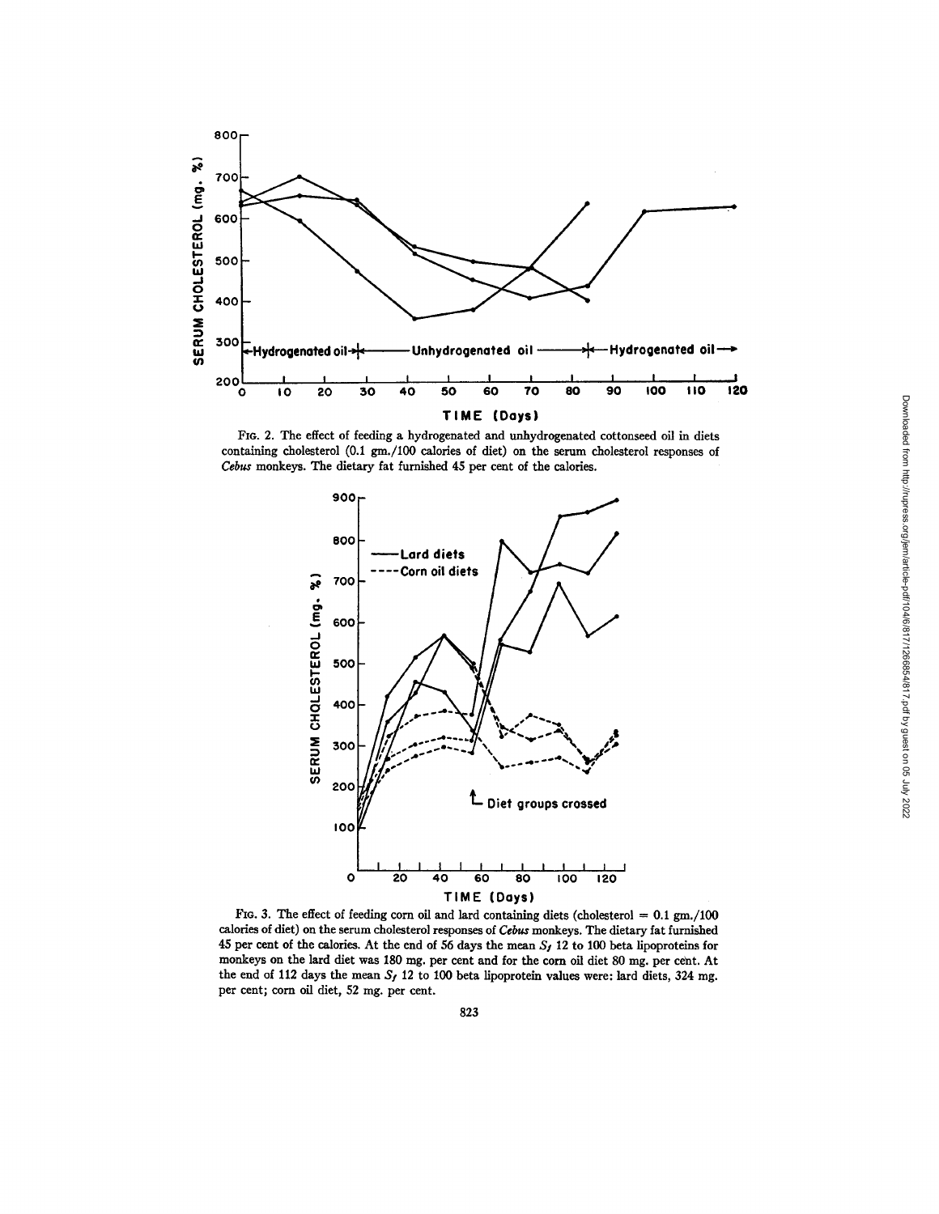FIG. 2. The effect of feeding a hydrogenated and unhydrogenated cottonseed oil in diets containing cholesterol (0.1 gm./100 calories of diet) on the serum cholesterol responses of *Cebus* monkeys. The dietary fat furnished 45 per cent of the calories.

FIG. 3. The effect of feeding corn oil and lard containing diets (cholesterol = 0.1 gm./100 calories of diet) on the serum cholesterol responses of *Cebus* monkeys. The dietary fat furnished 45 per cent of the calories. At the end of 56 days the mean $S_f$ 12 to 100 beta lipoproteins for monkeys on the lard diet was 180 mg. per cent and for the corn oil diet 80 mg. per cent. At the end of 112 days the mean $S_f$ 12 to 100 beta lipoprotein values were: lard diets, 324 mg. per cent; corn oil diet, 52 mg. per cent.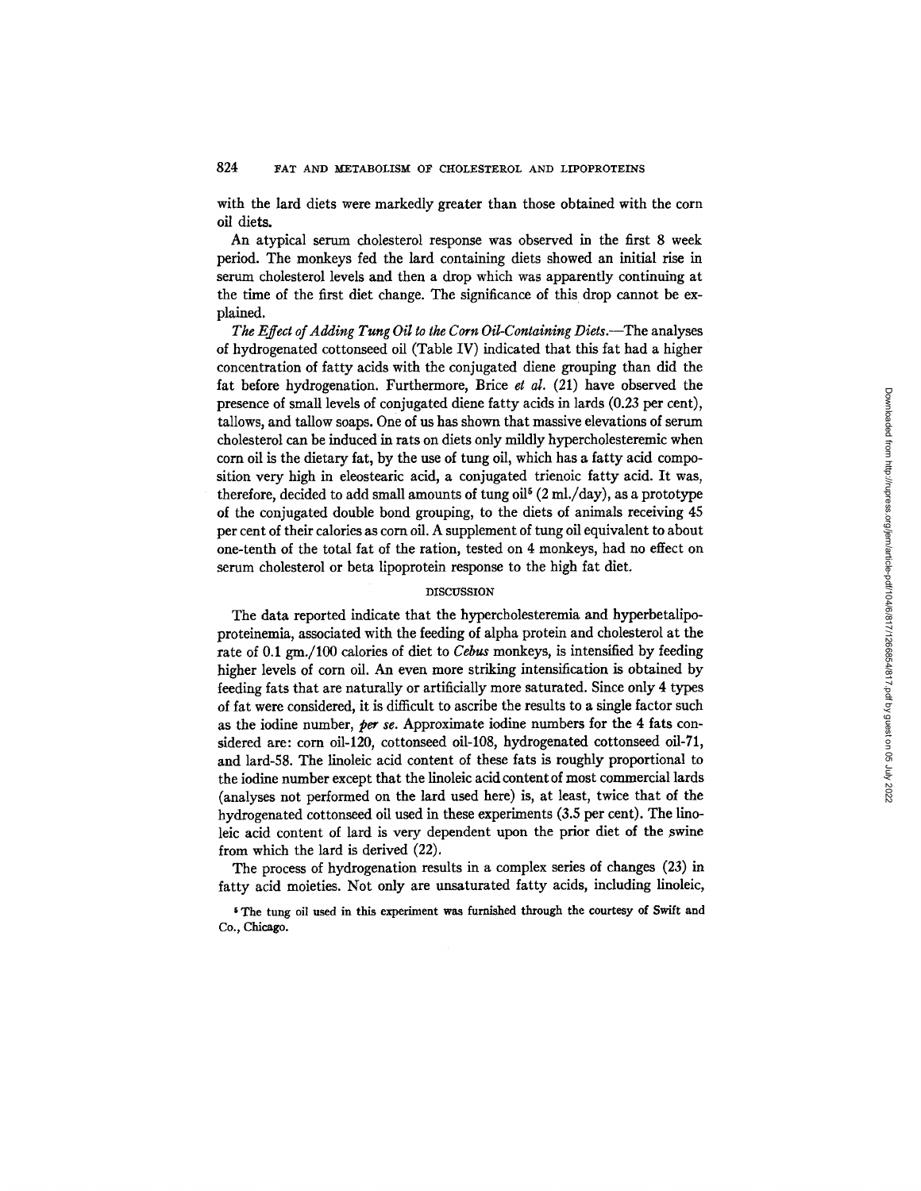with the lard diets were markedly greater than those obtained with the corn oil diets.

An atypical serum cholesterol response was observed in the first 8 week period. The monkeys fed the lard containing diets showed an initial rise in serum cholesterol levels and then a drop which was apparently continuing at the time of the first diet change. The significance of this drop cannot be explained.

*The Effect of Adding Tung Oil to the Corn Oil-Containing Diets.*—The analyses of hydrogenated cottonseed oil (Table IV) indicated that this fat had a higher concentration of fatty acids with the conjugated diene grouping than did the fat before hydrogenation. Furthermore, Brice *et al.* (21) have observed the presence of small levels of conjugated diene fatty acids in lards (0.23 per cent), tallows, and tallow soaps. One of us has shown that massive elevations of serum cholesterol can be induced in rats on diets only mildly hypercholesteremic when corn oil is the dietary fat, by the use of tung oil, which has a fatty acid composition very high in eleostearic acid, a conjugated trienoic fatty acid. It was, therefore, decided to add small amounts of tung oil[5] (2 ml./day), as a prototype of the conjugated double bond grouping, to the diets of animals receiving 45 per cent of their calories as corn oil. A supplement of tung oil equivalent to about one-tenth of the total fat of the ration, tested on 4 monkeys, had no effect on serum cholesterol or beta lipoprotein response to the high fat diet.

## DISCUSSION

The data reported indicate that the hypercholesteremia and hyperbetalipoproteinemia, associated with the feeding of alpha protein and cholesterol at the rate of 0.1 gm./100 calories of diet to *Cebus* monkeys, is intensified by feeding higher levels of corn oil. An even more striking intensification is obtained by feeding fats that are naturally or artificially more saturated. Since only 4 types of fat were considered, it is difficult to ascribe the results to a single factor such as the iodine number, *per se*. Approximate iodine numbers for the 4 fats considered are: corn oil-120, cottonseed oil-108, hydrogenated cottonseed oil-71, and lard-58. The linoleic acid content of these fats is roughly proportional to the iodine number except that the linoleic acid content of most commercial lards (analyses not performed on the lard used here) is, at least, twice that of the hydrogenated cottonseed oil used in these experiments (3.5 per cent). The linoleic acid content of lard is very dependent upon the prior diet of the swine from which the lard is derived (22).

The process of hydrogenation results in a complex series of changes (23) in fatty acid moieties. Not only are unsaturated fatty acids, including linoleic,

[5] The tung oil used in this experiment was furnished through the courtesy of Swift and Co., Chicago.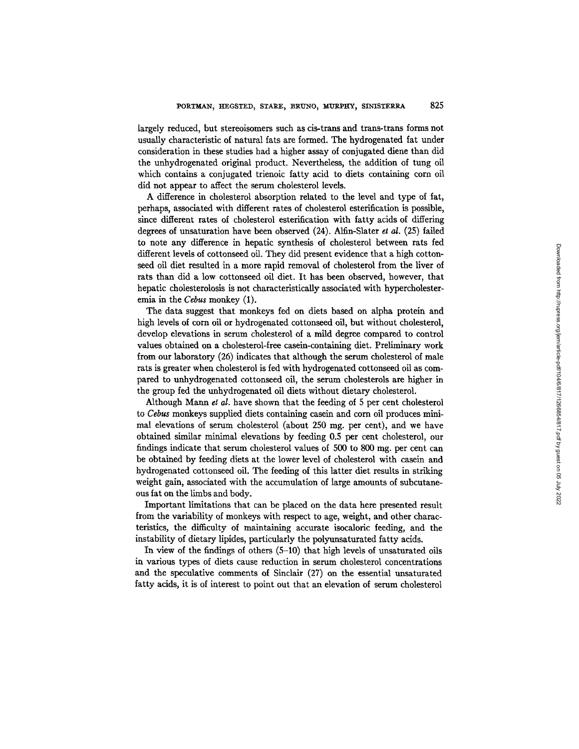largely reduced, but stereoisomers such as cis-trans and trans-trans forms not usually characteristic of natural fats are formed. The hydrogenated fat under consideration in these studies had a higher assay of conjugated diene than did the unhydrogenated original product. Nevertheless, the addition of tung oil which contains a conjugated trienoic fatty acid to diets containing corn oil did not appear to affect the serum cholesterol levels.

A difference in cholesterol absorption related to the level and type of fat, perhaps, associated with different rates of cholesterol esterification is possible, since different rates of cholesterol esterification with fatty acids of differing degrees of unsaturation have been observed (24). Alfin-Slater *et al.* (25) failed to note any difference in hepatic synthesis of cholesterol between rats fed different levels of cottonseed oil. They did present evidence that a high cottonseed oil diet resulted in a more rapid removal of cholesterol from the liver of rats than did a low cottonseed oil diet. It has been observed, however, that hepatic cholesterolosis is not characteristically associated with hypercholesteremia in the *Cebus* monkey (1).

The data suggest that monkeys fed on diets based on alpha protein and high levels of corn oil or hydrogenated cottonseed oil, but without cholesterol, develop elevations in serum cholesterol of a mild degree compared to control values obtained on a cholesterol-free casein-containing diet. Preliminary work from our laboratory (26) indicates that although the serum cholesterol of male rats is greater when cholesterol is fed with hydrogenated cottonseed oil as compared to unhydrogenated cottonseed oil, the serum cholesterols are higher in the group fed the unhydrogenated oil diets without dietary cholesterol.

Although Mann *et al.* have shown that the feeding of 5 per cent cholesterol to *Cebus* monkeys supplied diets containing casein and corn oil produces minimal elevations of serum cholesterol (about 250 mg. per cent), and we have obtained similar minimal elevations by feeding 0.5 per cent cholesterol, our findings indicate that serum cholesterol values of 500 to 800 mg. per cent can be obtained by feeding diets at the lower level of cholesterol with casein and hydrogenated cottonseed oil. The feeding of this latter diet results in striking weight gain, associated with the accumulation of large amounts of subcutaneous fat on the limbs and body.

Important limitations that can be placed on the data here presented result from the variability of monkeys with respect to age, weight, and other characteristics, the difficulty of maintaining accurate isocaloric feeding, and the instability of dietary lipides, particularly the polyunsaturated fatty acids.

In view of the findings of others (5–10) that high levels of unsaturated oils in various types of diets cause reduction in serum cholesterol concentrations and the speculative comments of Sinclair (27) on the essential unsaturated fatty acids, it is of interest to point out that an elevation of serum cholesterol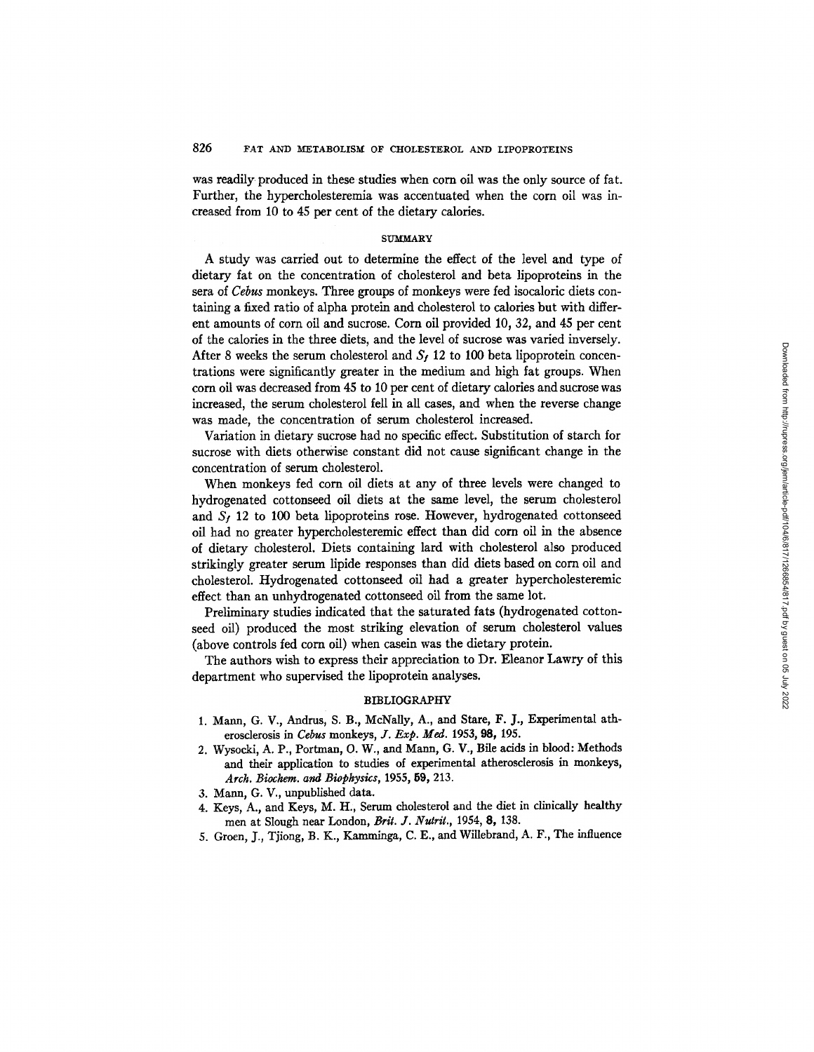was readily produced in these studies when corn oil was the only source of fat. Further, the hypercholesteremia was accentuated when the corn oil was increased from 10 to 45 per cent of the dietary calories.

## SUMMARY

A study was carried out to determine the effect of the level and type of dietary fat on the concentration of cholesterol and beta lipoproteins in the sera of *Cebus* monkeys. Three groups of monkeys were fed isocaloric diets containing a fixed ratio of alpha protein and cholesterol to calories but with different amounts of corn oil and sucrose. Corn oil provided 10, 32, and 45 per cent of the calories in the three diets, and the level of sucrose was varied inversely. After 8 weeks the serum cholesterol and $S_f$ 12 to 100 beta lipoprotein concentrations were significantly greater in the medium and high fat groups. When corn oil was decreased from 45 to 10 per cent of dietary calories and sucrose was increased, the serum cholesterol fell in all cases, and when the reverse change was made, the concentration of serum cholesterol increased.

Variation in dietary sucrose had no specific effect. Substitution of starch for sucrose with diets otherwise constant did not cause significant change in the concentration of serum cholesterol.

When monkeys fed corn oil diets at any of three levels were changed to hydrogenated cottonseed oil diets at the same level, the serum cholesterol and $S_f$ 12 to 100 beta lipoproteins rose. However, hydrogenated cottonseed oil had no greater hypercholesteremic effect than did corn oil in the absence of dietary cholesterol. Diets containing lard with cholesterol also produced strikingly greater serum lipide responses than did diets based on corn oil and cholesterol. Hydrogenated cottonseed oil had a greater hypercholesteremic effect than an unhydrogenated cottonseed oil from the same lot.

Preliminary studies indicated that the saturated fats (hydrogenated cottonseed oil) produced the most striking elevation of serum cholesterol values (above controls fed corn oil) when casein was the dietary protein.

The authors wish to express their appreciation to Dr. Eleanor Lawry of this department who supervised the lipoprotein analyses.

## BIBLIOGRAPHY

1. Mann, G. V., Andrus, S. B., McNally, A., and Stare, F. J., Experimental atherosclerosis in *Cebus* monkeys, *J. Exp. Med.* 1953, **98,** 195.
2. Wysocki, A. P., Portman, O. W., and Mann, G. V., Bile acids in blood: Methods and their application to studies of experimental atherosclerosis in monkeys, *Arch. Biochem. and Biophysics,* 1955, **59,** 213.
3. Mann, G. V., unpublished data.
4. Keys, A., and Keys, M. H., Serum cholesterol and the diet in clinically healthy men at Slough near London, *Brit. J. Nutrit.,* 1954, **8,** 138.
5. Groen, J., Tjiong, B. K., Kamminga, C. E., and Willebrand, A. F., The influence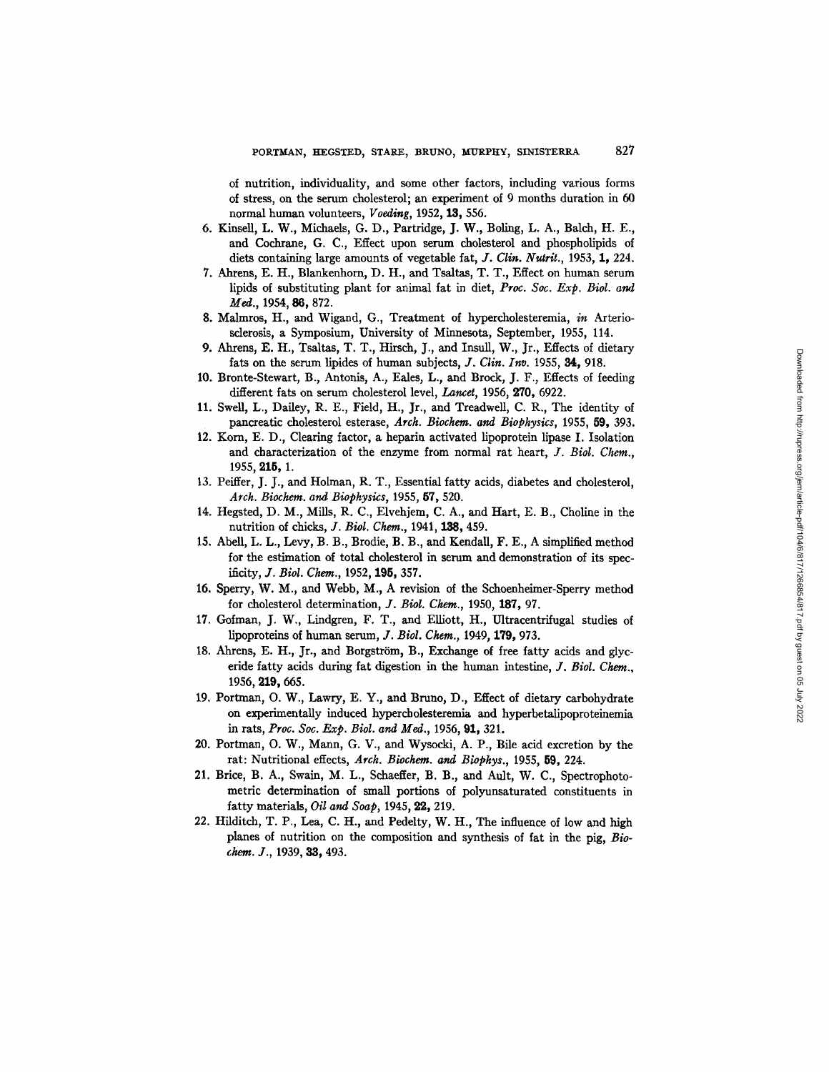of nutrition, individuality, and some other factors, including various forms of stress, on the serum cholesterol; an experiment of 9 months duration in 60 normal human volunteers, *Voeding*, 1952, **13**, 556.

6. Kinsell, L. W., Michaels, G. D., Partridge, J. W., Boling, L. A., Balch, H. E., and Cochrane, G. C., Effect upon serum cholesterol and phospholipids of diets containing large amounts of vegetable fat, *J. Clin. Nutrit.*, 1953, **1**, 224.
7. Ahrens, E. H., Blankenhorn, D. H., and Tsaltas, T. T., Effect on human serum lipids of substituting plant for animal fat in diet, *Proc. Soc. Exp. Biol. and Med.*, 1954, **86**, 872.
8. Malmros, H., and Wigand, G., Treatment of hypercholesteremia, *in* Arteriosclerosis, a Symposium, University of Minnesota, September, 1955, 114.
9. Ahrens, E. H., Tsaltas, T. T., Hirsch, J., and Insull, W., Jr., Effects of dietary fats on the serum lipides of human subjects, *J. Clin. Inv.* 1955, **34**, 918.
10. Bronte-Stewart, B., Antonis, A., Eales, L., and Brock, J. F., Effects of feeding different fats on serum cholesterol level, *Lancet*, 1956, **270**, 6922.
11. Swell, L., Dailey, R. E., Field, H., Jr., and Treadwell, C. R., The identity of pancreatic cholesterol esterase, *Arch. Biochem. and Biophysics*, 1955, **59**, 393.
12. Korn, E. D., Clearing factor, a heparin activated lipoprotein lipase I. Isolation and characterization of the enzyme from normal rat heart, *J. Biol. Chem.*, 1955, **215**, 1.
13. Peiffer, J. J., and Holman, R. T., Essential fatty acids, diabetes and cholesterol, *Arch. Biochem. and Biophysics*, 1955, **57**, 520.
14. Hegsted, D. M., Mills, R. C., Elvehjem, C. A., and Hart, E. B., Choline in the nutrition of chicks, *J. Biol. Chem.*, 1941, **138**, 459.
15. Abell, L. L., Levy, B. B., Brodie, B. B., and Kendall, F. E., A simplified method for the estimation of total cholesterol in serum and demonstration of its specificity, *J. Biol. Chem.*, 1952, **195**, 357.
16. Sperry, W. M., and Webb, M., A revision of the Schoenheimer-Sperry method for cholesterol determination, *J. Biol. Chem.*, 1950, **187**, 97.
17. Gofman, J. W., Lindgren, F. T., and Elliott, H., Ultracentrifugal studies of lipoproteins of human serum, *J. Biol. Chem.*, 1949, **179**, 973.
18. Ahrens, E. H., Jr., and Borgström, B., Exchange of free fatty acids and glyceride fatty acids during fat digestion in the human intestine, *J. Biol. Chem.*, 1956, **219**, 665.
19. Portman, O. W., Lawry, E. Y., and Bruno, D., Effect of dietary carbohydrate on experimentally induced hypercholesteremia and hyperbetalipoproteinemia in rats, *Proc. Soc. Exp. Biol. and Med.*, 1956, **91**, 321.
20. Portman, O. W., Mann, G. V., and Wysocki, A. P., Bile acid excretion by the rat: Nutritional effects, *Arch. Biochem. and Biophys.*, 1955, **59**, 224.
21. Brice, B. A., Swain, M. L., Schaeffer, B. B., and Ault, W. C., Spectrophotometric determination of small portions of polyunsaturated constituents in fatty materials, *Oil and Soap*, 1945, **22**, 219.
22. Hilditch, T. P., Lea, C. H., and Pedelty, W. H., The influence of low and high planes of nutrition on the composition and synthesis of fat in the pig, *Biochem. J.*, 1939, **33**, 493.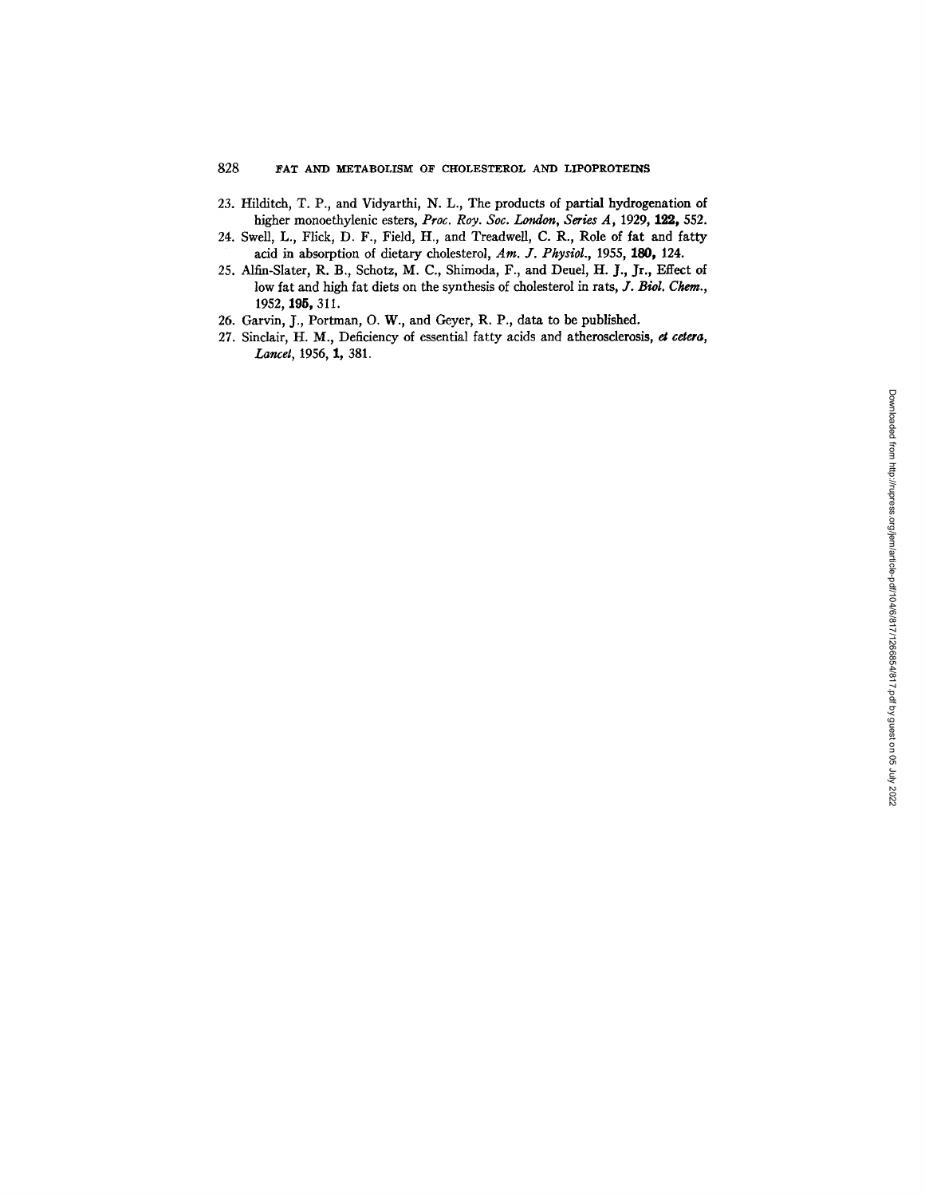23. Hilditch, T. P., and Vidyarthi, N. L., The products of partial hydrogenation of higher monoethylenic esters, *Proc. Roy. Soc. London, Series A*, 1929, **122,** 552.
24. Swell, L., Flick, D. F., Field, H., and Treadwell, C. R., Role of fat and fatty acid in absorption of dietary cholesterol, *Am. J. Physiol.*, 1955, **180,** 124.
25. Alfin-Slater, R. B., Schotz, M. C., Shimoda, F., and Deuel, H. J., Jr., Effect of low fat and high fat diets on the synthesis of cholesterol in rats, *J. Biol. Chem.*, 1952, **195,** 311.
26. Garvin, J., Portman, O. W., and Geyer, R. P., data to be published.
27. Sinclair, H. M., Deficiency of essential fatty acids and atherosclerosis, *et cetera*, *Lancet*, 1956, **1,** 381.